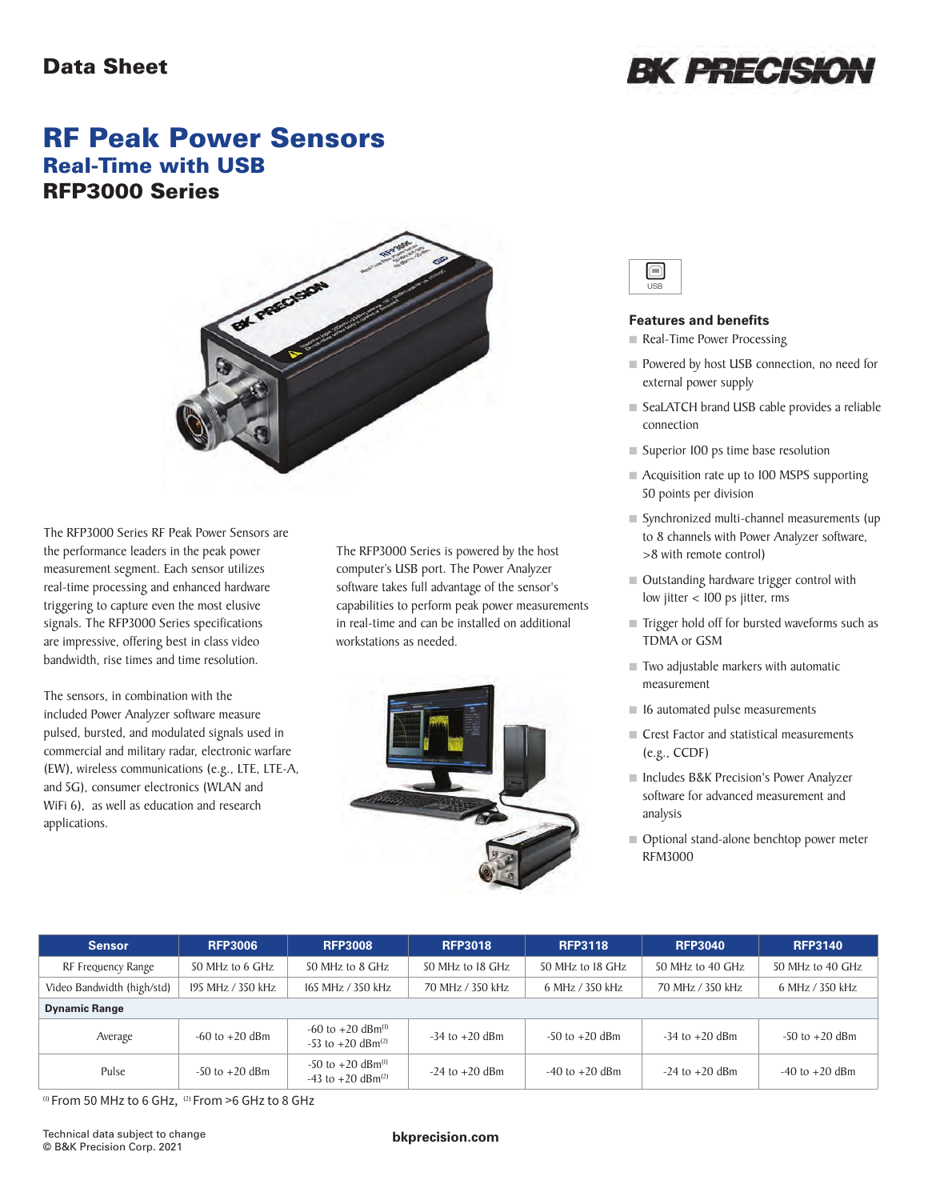Data Sheet

# RF Peak Power Sensors

## Real-Time with USB

## RFP3000 Series

The RFP3000 Series RF Peak Power Sensors are the performance leaders in the peak power measurement segment. Each sensor utilizes real-time processing and enhanced hardware triggering to capture even the most elusive signals. The RFP3000 Series specifications are impressive, offering best in class video bandwidth, rise times and time resolution.

The sensors, in combination with the included Power Analyzer software measure pulsed, bursted, and modulated signals used in commercial and military radar, electronic warfare (EW), wireless communications (e.g., LTE, LTE-A, and 5G), consumer electronics (WLAN and WiFi 6), as well as education and research applications.

The RFP3000 Series is powered by the host computer's USB port. The Power Analyzer software takes full advantage of the sensor's capabilities to perform peak power measurements in real-time and can be installed on additional workstations as needed.

### Features and benefits

- Real-Time Power Processing
- Powered by host USB connection, no need for external power supply
- SeaLATCH brand USB cable provides a reliable connection
- Superior 100 ps time base resolution
- Acquisition rate up to 100 MSPS supporting 50 points per division
- Synchronized multi-channel measurements (up to 8 channels with Power Analyzer software, >8 with remote control)
- Outstanding hardware trigger control with low jitter < 100 ps jitter, rms
- Trigger hold off for bursted waveforms such as TDMA or GSM
- Two adjustable markers with automatic measurement
- 16 automated pulse measurements
- Crest Factor and statistical measurements (e.g., CCDF)
- Includes B&K Precision's Power Analyzer software for advanced measurement and analysis
- Optional stand-alone benchtop power meter RFM3000

| Sensor | RFP3006 | RFP3008 | RFP3018 | RFP3118 | RFP3040 | RFP3140 |
|---|---|---|---|---|---|---|
| RF Frequency Range | 50 MHz to 6 GHz | 50 MHz to 8 GHz | 50 MHz to 18 GHz | 50 MHz to 18 GHz | 50 MHz to 40 GHz | 50 MHz to 40 GHz |
| Video Bandwidth (high/std) | 195 MHz / 350 kHz | 165 MHz / 350 kHz | 70 MHz / 350 kHz | 6 MHz / 350 kHz | 70 MHz / 350 kHz | 6 MHz / 350 kHz |
| **Dynamic Range** | | | | | | |
| Average | -60 to +20 dBm | -60 to +20 dBm[1] -53 to +20 dBm[2] | -34 to +20 dBm | -50 to +20 dBm | -34 to +20 dBm | -50 to +20 dBm |
| Pulse | -50 to +20 dBm | -50 to +20 dBm[1] -43 to +20 dBm[2] | -24 to +20 dBm | -40 to +20 dBm | -24 to +20 dBm | -40 to +20 dBm |

[1] From 50 MHz to 6 GHz, [2] From >6 GHz to 8 GHz

Technical data subject to change
© B&K Precision Corp. 2021

bkprecision.com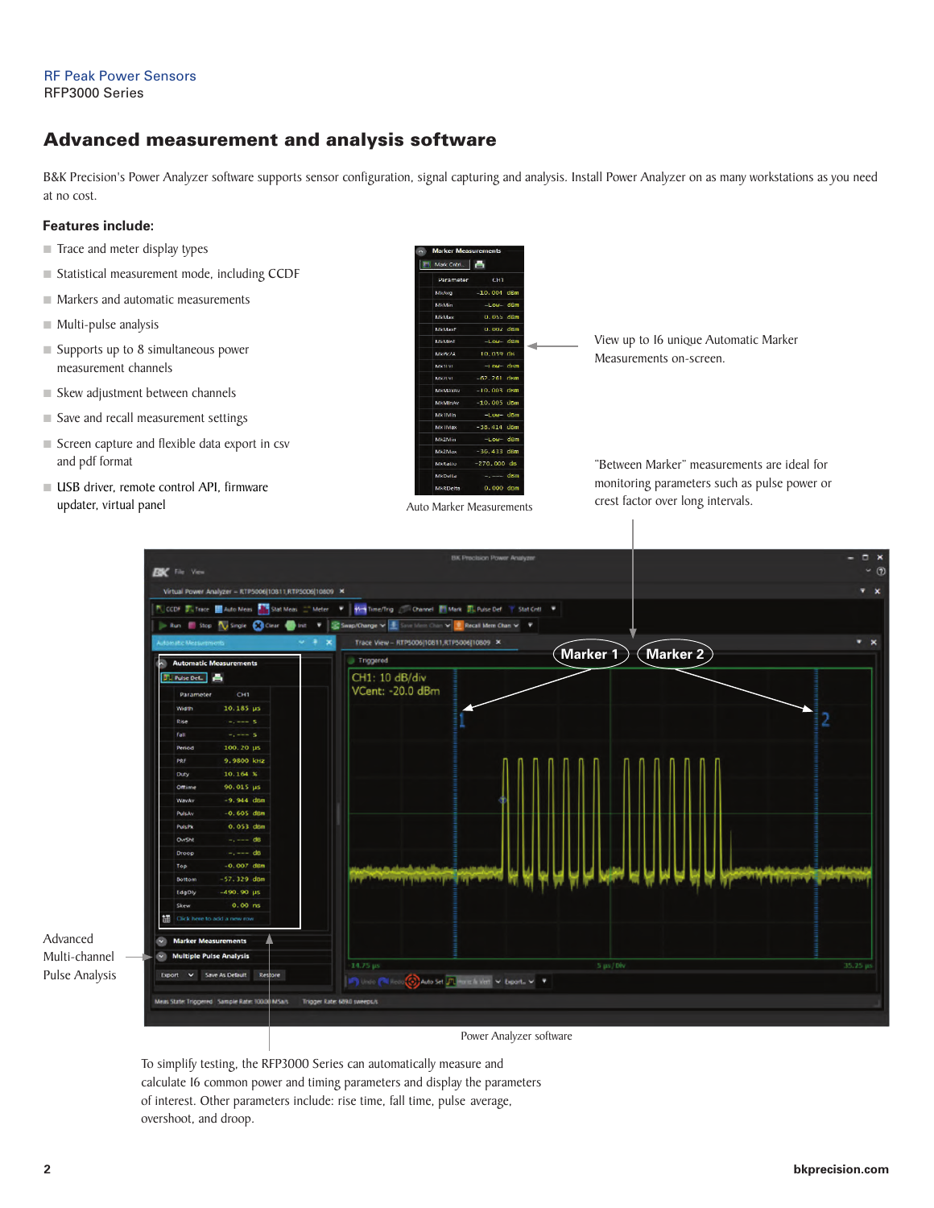## Advanced measurement and analysis software

B&K Precision's Power Analyzer software supports sensor configuration, signal capturing and analysis. Install Power Analyzer on as many workstations as you need at no cost.

### Features include:

- Trace and meter display types
- Statistical measurement mode, including CCDF
- Markers and automatic measurements
- Multi-pulse analysis
- Supports up to 8 simultaneous power measurement channels
- Skew adjustment between channels
- Save and recall measurement settings
- Screen capture and flexible data export in csv and pdf format
- USB driver, remote control API, firmware updater, virtual panel

Auto Marker Measurements

View up to 16 unique Automatic Marker Measurements on-screen.

"Between Marker" measurements are ideal for monitoring parameters such as pulse power or crest factor over long intervals.

Advanced Multi-channel Pulse Analysis

Power Analyzer software

To simplify testing, the RFP3000 Series can automatically measure and calculate 16 common power and timing parameters and display the parameters of interest. Other parameters include: rise time, fall time, pulse average, overshoot, and droop.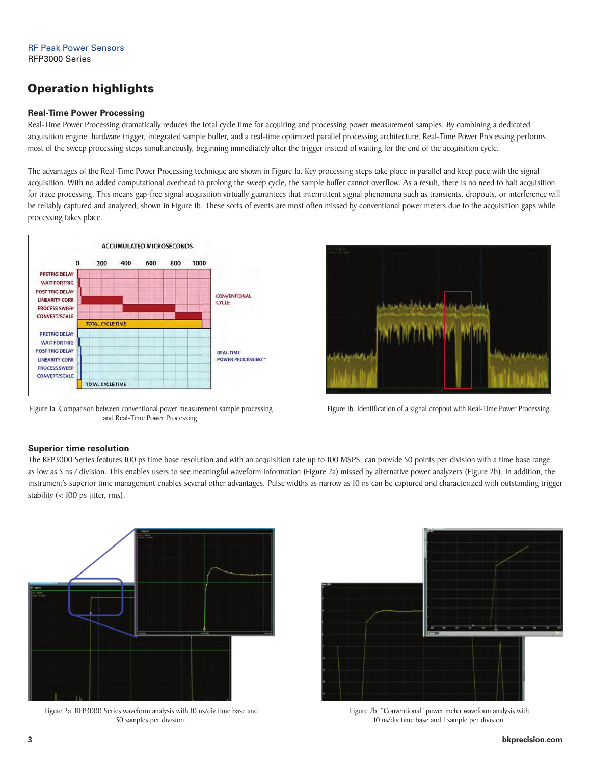## Operation highlights

### Real-Time Power Processing

Real-Time Power Processing dramatically reduces the total cycle time for acquiring and processing power measurement samples. By combining a dedicated acquisition engine, hardware trigger, integrated sample buffer, and a real-time optimized parallel processing architecture, Real-Time Power Processing performs most of the sweep processing steps simultaneously, beginning immediately after the trigger instead of waiting for the end of the acquisition cycle.

The advantages of the Real-Time Power Processing technique are shown in Figure 1a. Key processing steps take place in parallel and keep pace with the signal acquisition. With no added computational overhead to prolong the sweep cycle, the sample buffer cannot overflow. As a result, there is no need to halt acquisition for trace processing. This means gap-free signal acquisition virtually guarantees that intermittent signal phenomena such as transients, dropouts, or interference will be reliably captured and analyzed, shown in Figure 1b. These sorts of events are most often missed by conventional power meters due to the acquisition gaps while processing takes place.

Figure 1a. Comparison between conventional power measurement sample processing and Real-Time Power Processing.

Figure 1b. Identification of a signal dropout with Real-Time Power Processing.

### Superior time resolution

The RFP3000 Series features 100 ps time base resolution and with an acquisition rate up to 100 MSPS, can provide 50 points per division with a time base range as low as 5 ns / division. This enables users to see meaningful waveform information (Figure 2a) missed by alternative power analyzers (Figure 2b). In addition, the instrument's superior time management enables several other advantages. Pulse widths as narrow as 10 ns can be captured and characterized with outstanding trigger stability (< 100 ps jitter, rms).

Figure 2a. RFP3000 Series waveform analysis with 10 ns/div time base and 50 samples per division.

Figure 2b. "Conventional" power meter waveform analysis with 10 ns/div time base and 1 sample per division.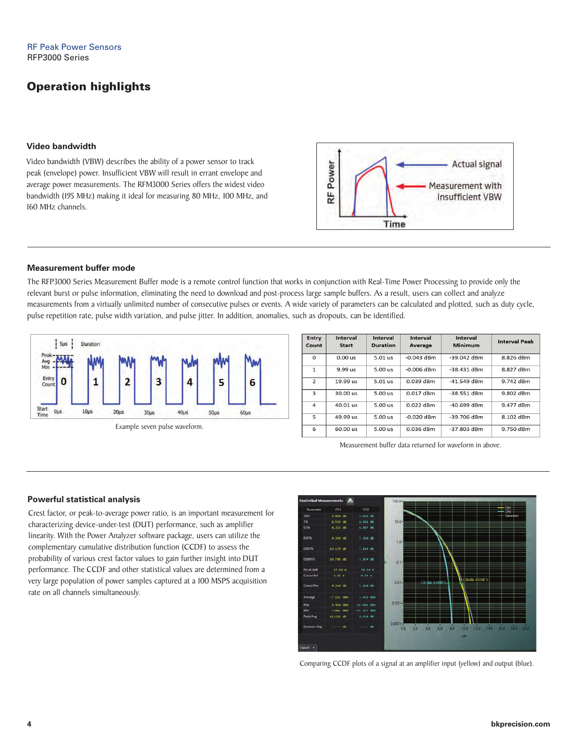RF Peak Power Sensors
RFP3000 Series

## Operation highlights

### Video bandwidth

Video bandwidth (VBW) describes the ability of a power sensor to track peak (envelope) power. Insufficient VBW will result in errant envelope and average power measurements. The RFM3000 Series offers the widest video bandwidth (195 MHz) making it ideal for measuring 80 MHz, 100 MHz, and 160 MHz channels.

### Measurement buffer mode

The RFP3000 Series Measurement Buffer mode is a remote control function that works in conjunction with Real-Time Power Processing to provide only the relevant burst or pulse information, eliminating the need to download and post-process large sample buffers. As a result, users can collect and analyze measurements from a virtually unlimited number of consecutive pulses or events. A wide variety of parameters can be calculated and plotted, such as duty cycle, pulse repetition rate, pulse width variation, and pulse jitter. In addition, anomalies, such as dropouts, can be identified.

Example seven pulse waveform.

| Entry Count | Interval Start | Interval Duration | Interval Average | Interval Minimum | Interval Peak |
|---|---|---|---|---|---|
| 0 | 0.00 us | 5.01 us | -0.043 dBm | -39.042 dBm | 8.826 dBm |
| 1 | 9.99 us | 5.00 us | -0.006 dBm | -38.431 dBm | 8.827 dBm |
| 2 | 19.99 us | 5.01 us | 0.039 dBm | -41.549 dBm | 9.742 dBm |
| 3 | 30.00 us | 5.00 us | 0.017 dBm | -38.551 dBm | 9.802 dBm |
| 4 | 40.01 us | 5.00 us | 0.022 dBm | -40.699 dBm | 9.477 dBm |
| 5 | 49.99 us | 5.00 us | -0.020 dBm | -39.706 dBm | 8.102 dBm |
| 6 | 60.00 us | 5.00 us | 0.036 dBm | -37.803 dBm | 9.750 dBm |

Measurement buffer data returned for waveform in above.

### Powerful statistical analysis

Crest factor, or peak-to-average power ratio, is an important measurement for characterizing device-under-test (DUT) performance, such as amplifier linearity. With the Power Analyzer software package, users can utilize the complementary cumulative distribution function (CCDF) to assess the probability of various crest factor values to gain further insight into DUT performance. The CCDF and other statistical values are determined from a very large population of power samples captured at a 100 MSPS acquisition rate on all channels simultaneously.

Comparing CCDF plots of a signal at an amplifier input (yellow) and output (blue).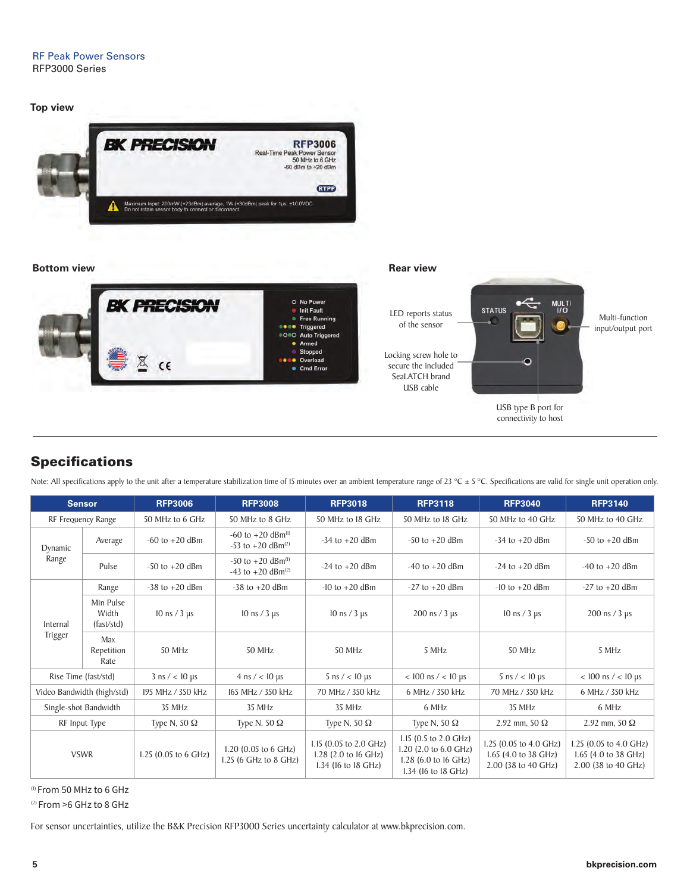RF Peak Power Sensors
RFP3000 Series

**Top view**

**Bottom view**

**Rear view**

LED reports status of the sensor

Locking screw hole to secure the included SeaLATCH brand USB cable

USB type B port for connectivity to host

Multi-function input/output port

## Specifications

Note: All specifications apply to the unit after a temperature stabilization time of 15 minutes over an ambient temperature range of 23 °C ± 5 °C. Specifications are valid for single unit operation only.

| Sensor | | RFP3006 | RFP3008 | RFP3018 | RFP3118 | RFP3040 | RFP3140 |
|---|---|---|---|---|---|---|---|
| RF Frequency Range | | 50 MHz to 6 GHz | 50 MHz to 8 GHz | 50 MHz to 18 GHz | 50 MHz to 18 GHz | 50 MHz to 40 GHz | 50 MHz to 40 GHz |
| Dynamic Range | Average | -60 to +20 dBm | -60 to +20 dBm[1] -53 to +20 dBm[2] | -34 to +20 dBm | -50 to +20 dBm | -34 to +20 dBm | -50 to +20 dBm |
| | Pulse | -50 to +20 dBm | -50 to +20 dBm[1] -43 to +20 dBm[2] | -24 to +20 dBm | -40 to +20 dBm | -24 to +20 dBm | -40 to +20 dBm |
| Internal Trigger | Range | -38 to +20 dBm | -38 to +20 dBm | -10 to +20 dBm | -27 to +20 dBm | -10 to +20 dBm | -27 to +20 dBm |
| | Min Pulse Width (fast/std) | 10 ns / 3 µs | 10 ns / 3 µs | 10 ns / 3 µs | 200 ns / 3 µs | 10 ns / 3 µs | 200 ns / 3 µs |
| | Max Repetition Rate | 50 MHz | 50 MHz | 50 MHz | 5 MHz | 50 MHz | 5 MHz |
| Rise Time (fast/std) | | 3 ns / < 10 µs | 4 ns / < 10 µs | 5 ns / < 10 µs | < 100 ns / < 10 µs | 5 ns / < 10 µs | < 100 ns / < 10 µs |
| Video Bandwidth (high/std) | | 195 MHz / 350 kHz | 165 MHz / 350 kHz | 70 MHz / 350 kHz | 6 MHz / 350 kHz | 70 MHz / 350 kHz | 6 MHz / 350 kHz |
| Single-shot Bandwidth | | 35 MHz | 35 MHz | 35 MHz | 6 MHz | 35 MHz | 6 MHz |
| RF Input Type | | Type N, 50 Ω | Type N, 50 Ω | Type N, 50 Ω | Type N, 50 Ω | 2.92 mm, 50 Ω | 2.92 mm, 50 Ω |
| VSWR | | 1.25 (0.05 to 6 GHz) | 1.20 (0.05 to 6 GHz) 1.25 (6 GHz to 8 GHz) | 1.15 (0.05 to 2.0 GHz) 1.28 (2.0 to 16 GHz) 1.34 (16 to 18 GHz) | 1.15 (0.5 to 2.0 GHz) 1.20 (2.0 to 6.0 GHz) 1.28 (6.0 to 16 GHz) 1.34 (16 to 18 GHz) | 1.25 (0.05 to 4.0 GHz) 1.65 (4.0 to 38 GHz) 2.00 (38 to 40 GHz) | 1.25 (0.05 to 4.0 GHz) 1.65 (4.0 to 38 GHz) 2.00 (38 to 40 GHz) |

[1] From 50 MHz to 6 GHz

[2] From >6 GHz to 8 GHz

For sensor uncertainties, utilize the B&K Precision RFP3000 Series uncertainty calculator at www.bkprecision.com.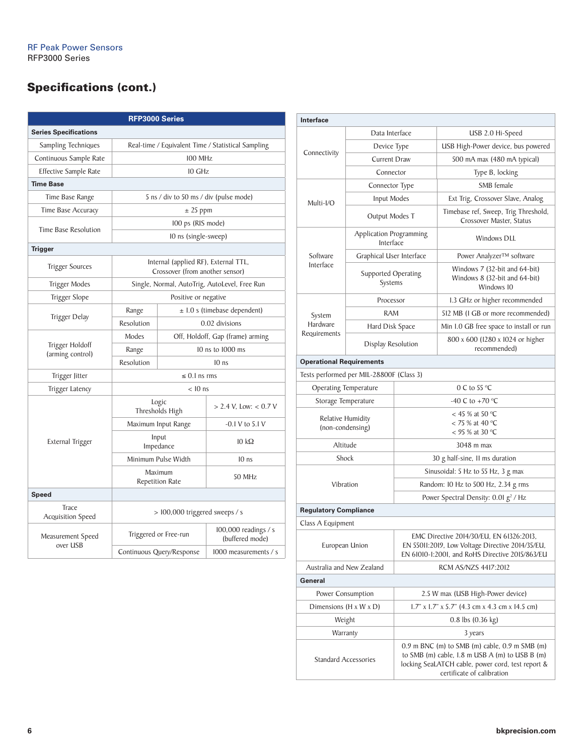RF Peak Power Sensors
RFP3000 Series

## Specifications (cont.)

| RFP3000 Series | | |
|---|---|---|
| **Series Specifications** | | |
| Sampling Techniques | Real-time / Equivalent Time / Statistical Sampling | |
| Continuous Sample Rate | 100 MHz | |
| Effective Sample Rate | 10 GHz | |
| **Time Base** | | |
| Time Base Range | 5 ns / div to 50 ms / div (pulse mode) | |
| Time Base Accuracy | ± 25 ppm | |
| Time Base Resolution | 100 ps (RIS mode) | |
| | 10 ns (single-sweep) | |
| **Trigger** | | |
| Trigger Sources | Internal (applied RF), External TTL, Crossover (from another sensor) | |
| Trigger Modes | Single, Normal, AutoTrig, AutoLevel, Free Run | |
| Trigger Slope | Positive or negative | |
| Trigger Delay | Range | ± 1.0 s (timebase dependent) |
| | Resolution | 0.02 divisions |
| Trigger Holdoff (arming control) | Modes | Off, Holdoff, Gap (frame) arming |
| | Range | 10 ns to 1000 ms |
| | Resolution | 10 ns |
| Trigger Jitter | ≤ 0.1 ns rms | |
| Trigger Latency | < 10 ns | |
| External Trigger | Logic Thresholds High | > 2.4 V, Low: < 0.7 V |
| | Maximum Input Range | -0.1 V to 5.1 V |
| | Input Impedance | 10 kΩ |
| | Minimum Pulse Width | 10 ns |
| | Maximum Repetition Rate | 50 MHz |
| **Speed** | | |
| Trace Acquisition Speed | > 100,000 triggered sweeps / s | |
| Measurement Speed over USB | Triggered or Free-run | 100,000 readings / s (buffered mode) |
| | Continuous Query/Response | 1000 measurements / s |

| **Interface** | | |
|---|---|---|
| Connectivity | Data Interface | USB 2.0 Hi-Speed |
| | Device Type | USB High-Power device, bus powered |
| | Current Draw | 500 mA max (480 mA typical) |
| | Connector | Type B, locking |
| Multi-I/O | Connector Type | SMB female |
| | Input Modes | Ext Trig, Crossover Slave, Analog |
| | Output Modes T | Timebase ref, Sweep, Trig Threshold, Crossover Master, Status |
| Software Interface | Application Programming Interface | Windows DLL |
| | Graphical User Interface | Power Analyzer™ software |
| | Supported Operating Systems | Windows 7 (32-bit and 64-bit) Windows 8 (32-bit and 64-bit) Windows 10 |
| System Hardware Requirements | Processor | 1.3 GHz or higher recommended |
| | RAM | 512 MB (1 GB or more recommended) |
| | Hard Disk Space | Min 1.0 GB free space to install or run |
| | Display Resolution | 800 x 600 (1280 x 1024 or higher recommended) |

| **Operational Requirements** | |
|---|---|
| Tests performed per MIL-28800F (Class 3) | |
| Operating Temperature | 0 C to 55 °C |
| Storage Temperature | -40 C to +70 °C |
| Relative Humidity (non-condensing) | < 45 % at 50 °C<br>< 75 % at 40 °C<br>< 95 % at 30 °C |
| Altitude | 3048 m max |
| Shock | 30 g half-sine, 11 ms duration |
| Vibration | Sinusoidal: 5 Hz to 55 Hz, 3 g max |
| | Random: 10 Hz to 500 Hz, 2.34 g rms |
| | Power Spectral Density: 0.01 $g^2$ / Hz |
| **Regulatory Compliance** | |
| Class A Equipment | |
| European Union | EMC Directive 2014/30/EU, EN 61326:2013, EN 55011:2019, Low Voltage Directive 2014/35/EU, EN 61010-1:2001, and RoHS Directive 2015/863/EU |
| Australia and New Zealand | RCM AS/NZS 4417:2012 |
| **General** | |
| Power Consumption | 2.5 W max (USB High-Power device) |
| Dimensions (H x W x D) | 1.7" x 1.7" x 5.7" (4.3 cm x 4.3 cm x 14.5 cm) |
| Weight | 0.8 lbs (0.36 kg) |
| Warranty | 3 years |
| Standard Accessories | 0.9 m BNC (m) to SMB (m) cable, 0.9 m SMB (m) to SMB (m) cable, 1.8 m USB A (m) to USB B (m) locking SeaLATCH cable, power cord, test report & certificate of calibration |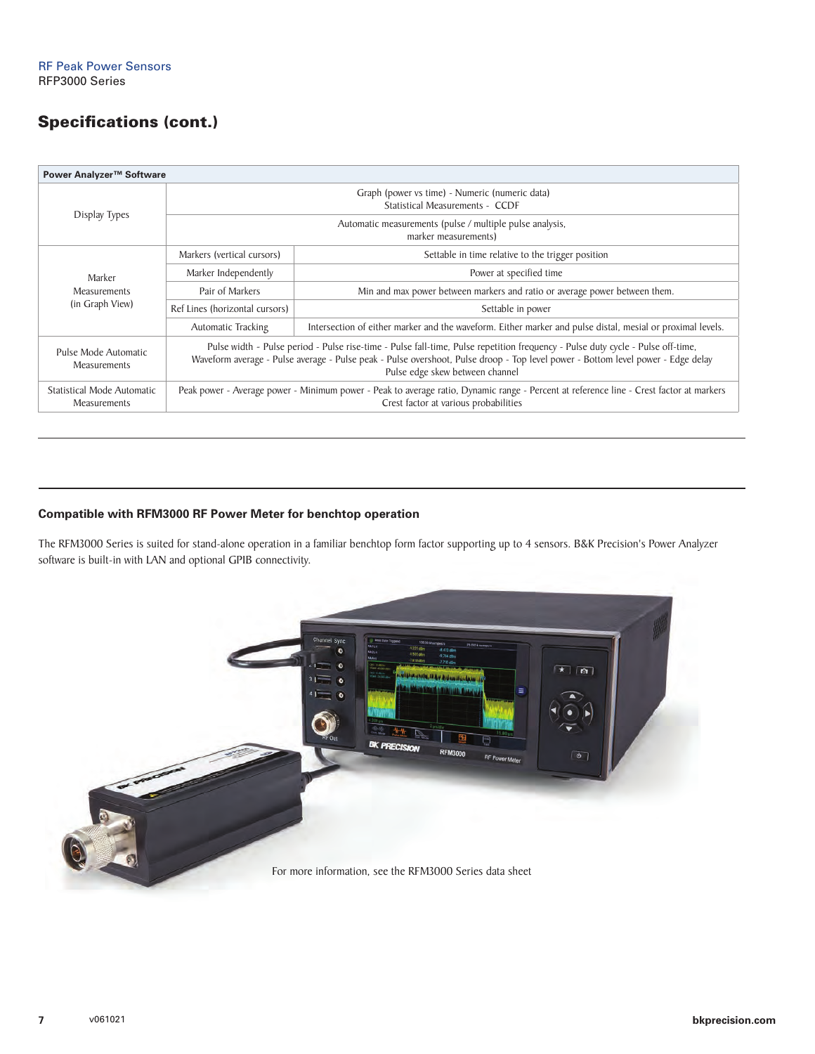## Specifications (cont.)

| Power Analyzer™ Software | | |
|---|---|---|
| Display Types | Graph (power vs time) - Numeric (numeric data)<br>Statistical Measurements - CCDF | |
| | Automatic measurements (pulse / multiple pulse analysis, marker measurements) | |
| Marker Measurements (in Graph View) | Markers (vertical cursors) | Settable in time relative to the trigger position |
| | Marker Independently | Power at specified time |
| | Pair of Markers | Min and max power between markers and ratio or average power between them. |
| | Ref Lines (horizontal cursors) | Settable in power |
| | Automatic Tracking | Intersection of either marker and the waveform. Either marker and pulse distal, mesial or proximal levels. |
| Pulse Mode Automatic Measurements | Pulse width - Pulse period - Pulse rise-time - Pulse fall-time, Pulse repetition frequency - Pulse duty cycle - Pulse off-time, Waveform average - Pulse average - Pulse peak - Pulse overshoot, Pulse droop - Top level power - Bottom level power - Edge delay Pulse edge skew between channel | |
| Statistical Mode Automatic Measurements | Peak power - Average power - Minimum power - Peak to average ratio, Dynamic range - Percent at reference line - Crest factor at markers Crest factor at various probabilities | |

### Compatible with RFM3000 RF Power Meter for benchtop operation

The RFM3000 Series is suited for stand-alone operation in a familiar benchtop form factor supporting up to 4 sensors. B&K Precision's Power Analyzer software is built-in with LAN and optional GPIB connectivity.

For more information, see the RFM3000 Series data sheet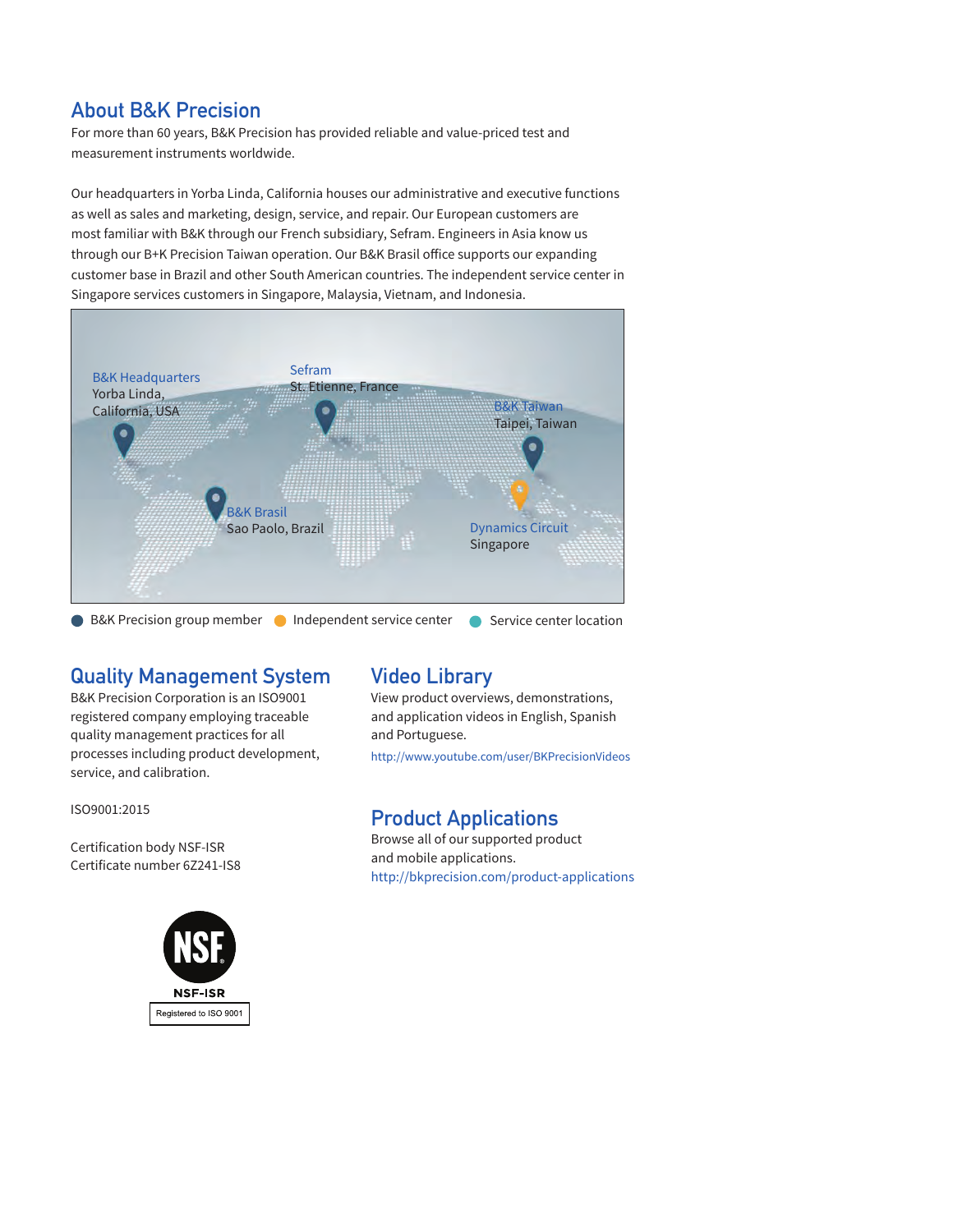## About B&K Precision

For more than 60 years, B&K Precision has provided reliable and value-priced test and measurement instruments worldwide.

Our headquarters in Yorba Linda, California houses our administrative and executive functions as well as sales and marketing, design, service, and repair. Our European customers are most familiar with B&K through our French subsidiary, Sefram. Engineers in Asia know us through our B+K Precision Taiwan operation. Our B&K Brasil office supports our expanding customer base in Brazil and other South American countries. The independent service center in Singapore services customers in Singapore, Malaysia, Vietnam, and Indonesia.

B&K Headquarters
Yorba Linda, California, USA

Sefram
St. Etienne, France

B&K Taiwan
Taipei, Taiwan

B&K Brasil
Sao Paolo, Brazil

Dynamics Circuit
Singapore

B&K Precision group member · Independent service center · Service center location

## Quality Management System

B&K Precision Corporation is an ISO9001 registered company employing traceable quality management practices for all processes including product development, service, and calibration.

ISO9001:2015

Certification body NSF-ISR
Certificate number 6Z241-IS8

NSF
NSF-ISR
Registered to ISO 9001

## Video Library

View product overviews, demonstrations, and application videos in English, Spanish and Portuguese.

http://www.youtube.com/user/BKPrecisionVideos

## Product Applications

Browse all of our supported product and mobile applications.

http://bkprecision.com/product-applications